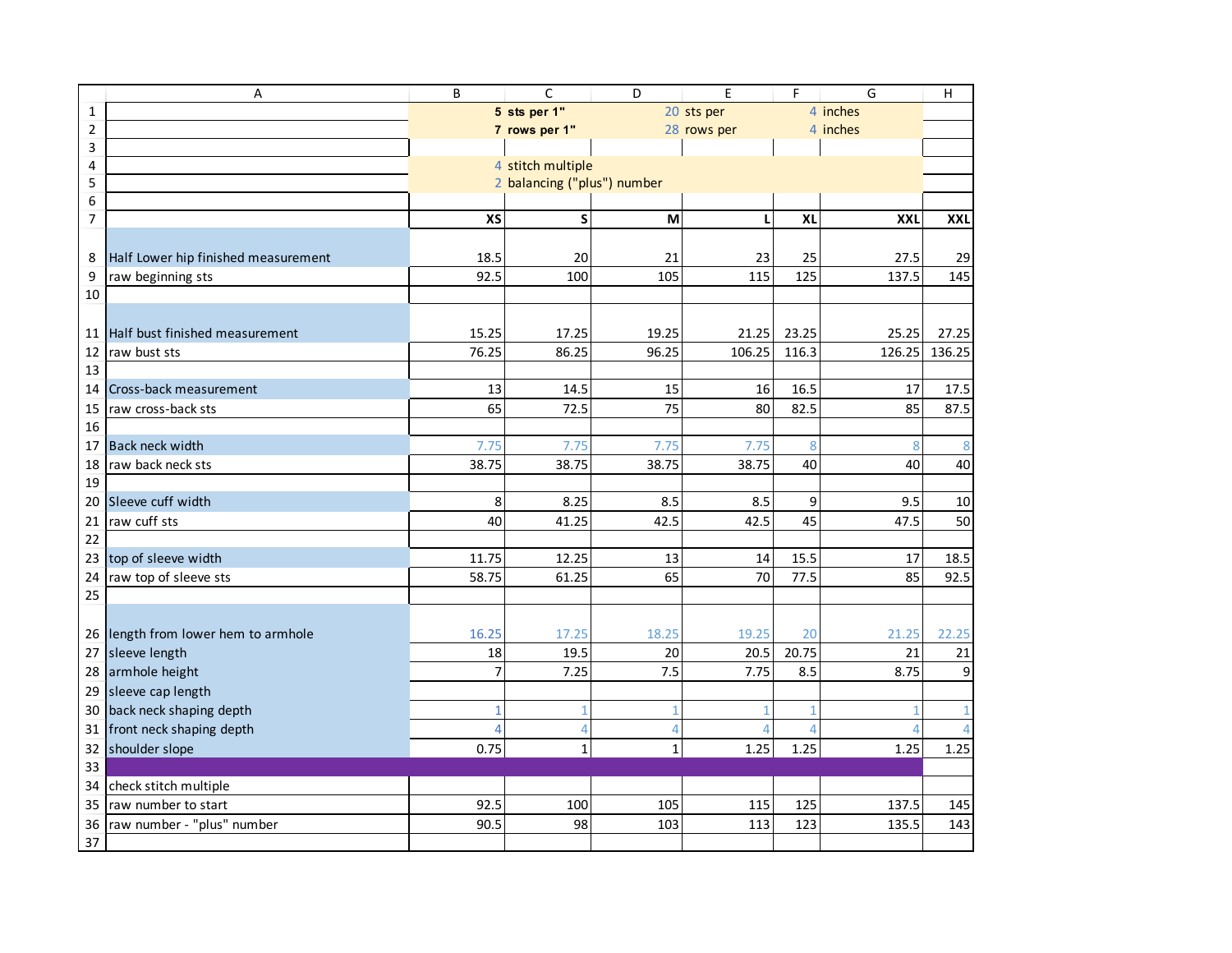| | A | B | C | D | E | F | G | H |
|---|---|---|---|---|---|---|---|---|
| 1 | | | 5 sts per 1" | 20 | sts per | 4 | inches | |
| 2 | | | 7 rows per 1" | 28 | rows per | 4 | inches | |
| 3 | | | | | | | | |
| 4 | | | 4 | stitch multiple | | | | |
| 5 | | | 2 | balancing ("plus") number | | | | |
| 6 | | | | | | | | |
| 7 | | XS | S | M | L | XL | XXL | XXL |
| 8 | Half Lower hip finished measurement | 18.5 | 20 | 21 | 23 | 25 | 27.5 | 29 |
| 9 | raw beginning sts | 92.5 | 100 | 105 | 115 | 125 | 137.5 | 145 |
| 10 | | | | | | | | |
| 11 | Half bust finished measurement | 15.25 | 17.25 | 19.25 | 21.25 | 23.25 | 25.25 | 27.25 |
| 12 | raw bust sts | 76.25 | 86.25 | 96.25 | 106.25 | 116.3 | 126.25 | 136.25 |
| 13 | | | | | | | | |
| 14 | Cross-back measurement | 13 | 14.5 | 15 | 16 | 16.5 | 17 | 17.5 |
| 15 | raw cross-back sts | 65 | 72.5 | 75 | 80 | 82.5 | 85 | 87.5 |
| 16 | | | | | | | | |
| 17 | Back neck width | 7.75 | 7.75 | 7.75 | 7.75 | 8 | 8 | 8 |
| 18 | raw back neck sts | 38.75 | 38.75 | 38.75 | 38.75 | 40 | 40 | 40 |
| 19 | | | | | | | | |
| 20 | Sleeve cuff width | 8 | 8.25 | 8.5 | 8.5 | 9 | 9.5 | 10 |
| 21 | raw cuff sts | 40 | 41.25 | 42.5 | 42.5 | 45 | 47.5 | 50 |
| 22 | | | | | | | | |
| 23 | top of sleeve width | 11.75 | 12.25 | 13 | 14 | 15.5 | 17 | 18.5 |
| 24 | raw top of sleeve sts | 58.75 | 61.25 | 65 | 70 | 77.5 | 85 | 92.5 |
| 25 | | | | | | | | |
| 26 | length from lower hem to armhole | 16.25 | 17.25 | 18.25 | 19.25 | 20 | 21.25 | 22.25 |
| 27 | sleeve length | 18 | 19.5 | 20 | 20.5 | 20.75 | 21 | 21 |
| 28 | armhole height | 7 | 7.25 | 7.5 | 7.75 | 8.5 | 8.75 | 9 |
| 29 | sleeve cap length | | | | | | | |
| 30 | back neck shaping depth | 1 | 1 | 1 | 1 | 1 | 1 | 1 |
| 31 | front neck shaping depth | 4 | 4 | 4 | 4 | 4 | 4 | 4 |
| 32 | shoulder slope | 0.75 | 1 | 1 | 1.25 | 1.25 | 1.25 | 1.25 |
| 33 | | | | | | | | |
| 34 | check stitch multiple | | | | | | | |
| 35 | raw number to start | 92.5 | 100 | 105 | 115 | 125 | 137.5 | 145 |
| 36 | raw number - "plus" number | 90.5 | 98 | 103 | 113 | 123 | 135.5 | 143 |
| 37 | | | | | | | | |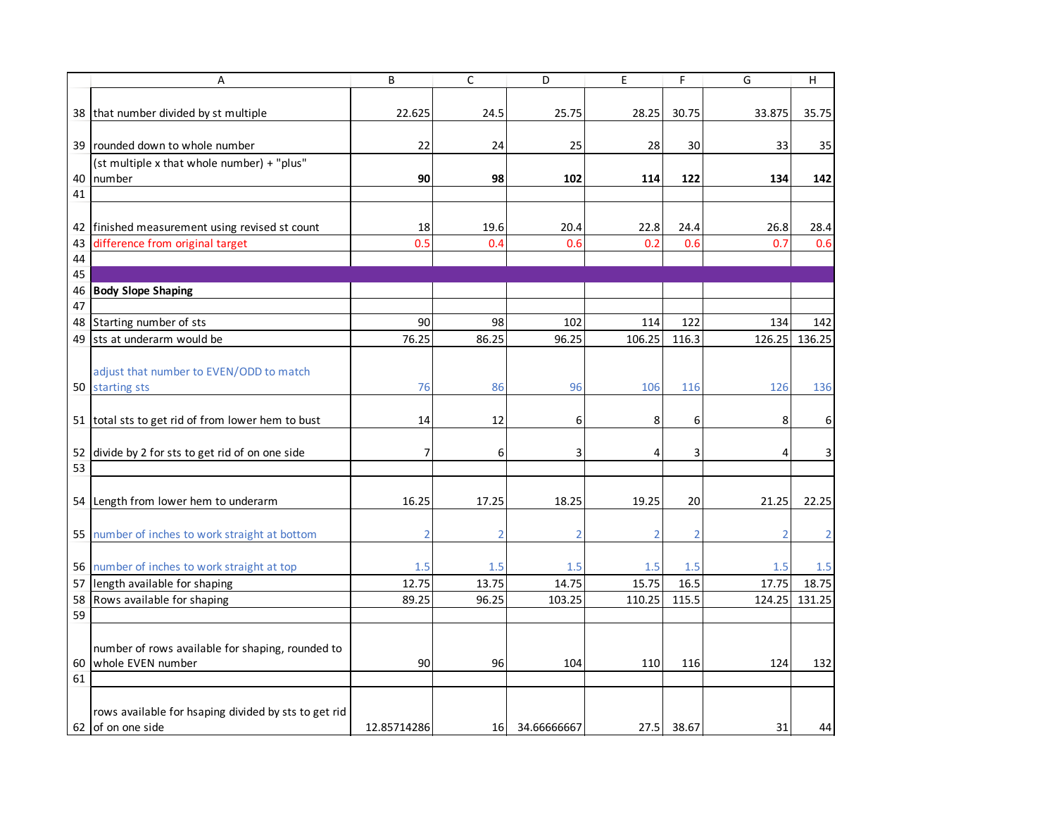| | A | B | C | D | E | F | G | H |
|---|---|---|---|---|---|---|---|---|
| 38 | that number divided by st multiple | 22.625 | 24.5 | 25.75 | 28.25 | 30.75 | 33.875 | 35.75 |
| 39 | rounded down to whole number | 22 | 24 | 25 | 28 | 30 | 33 | 35 |
| 40 | (st multiple x that whole number) + "plus" number | **90** | **98** | **102** | **114** | **122** | **134** | **142** |
| 41 | | | | | | | | |
| 42 | finished measurement using revised st count | 18 | 19.6 | 20.4 | 22.8 | 24.4 | 26.8 | 28.4 |
| 43 | difference from original target | 0.5 | 0.4 | 0.6 | 0.2 | 0.6 | 0.7 | 0.6 |
| 44 | | | | | | | | |
| 45 | | | | | | | | |
| 46 | **Body Slope Shaping** | | | | | | | |
| 47 | | | | | | | | |
| 48 | Starting number of sts | 90 | 98 | 102 | 114 | 122 | 134 | 142 |
| 49 | sts at underarm would be | 76.25 | 86.25 | 96.25 | 106.25 | 116.3 | 126.25 | 136.25 |
| 50 | adjust that number to EVEN/ODD to match starting sts | 76 | 86 | 96 | 106 | 116 | 126 | 136 |
| 51 | total sts to get rid of from lower hem to bust | 14 | 12 | 6 | 8 | 6 | 8 | 6 |
| 52 | divide by 2 for sts to get rid of on one side | 7 | 6 | 3 | 4 | 3 | 4 | 3 |
| 53 | | | | | | | | |
| 54 | Length from lower hem to underarm | 16.25 | 17.25 | 18.25 | 19.25 | 20 | 21.25 | 22.25 |
| 55 | number of inches to work straight at bottom | 2 | 2 | 2 | 2 | 2 | 2 | 2 |
| 56 | number of inches to work straight at top | 1.5 | 1.5 | 1.5 | 1.5 | 1.5 | 1.5 | 1.5 |
| 57 | length available for shaping | 12.75 | 13.75 | 14.75 | 15.75 | 16.5 | 17.75 | 18.75 |
| 58 | Rows available for shaping | 89.25 | 96.25 | 103.25 | 110.25 | 115.5 | 124.25 | 131.25 |
| 59 | | | | | | | | |
| 60 | number of rows available for shaping, rounded to whole EVEN number | 90 | 96 | 104 | 110 | 116 | 124 | 132 |
| 61 | | | | | | | | |
| 62 | rows available for hsaping divided by sts to get rid of on one side | 12.85714286 | 16 | 34.66666667 | 27.5 | 38.67 | 31 | 44 |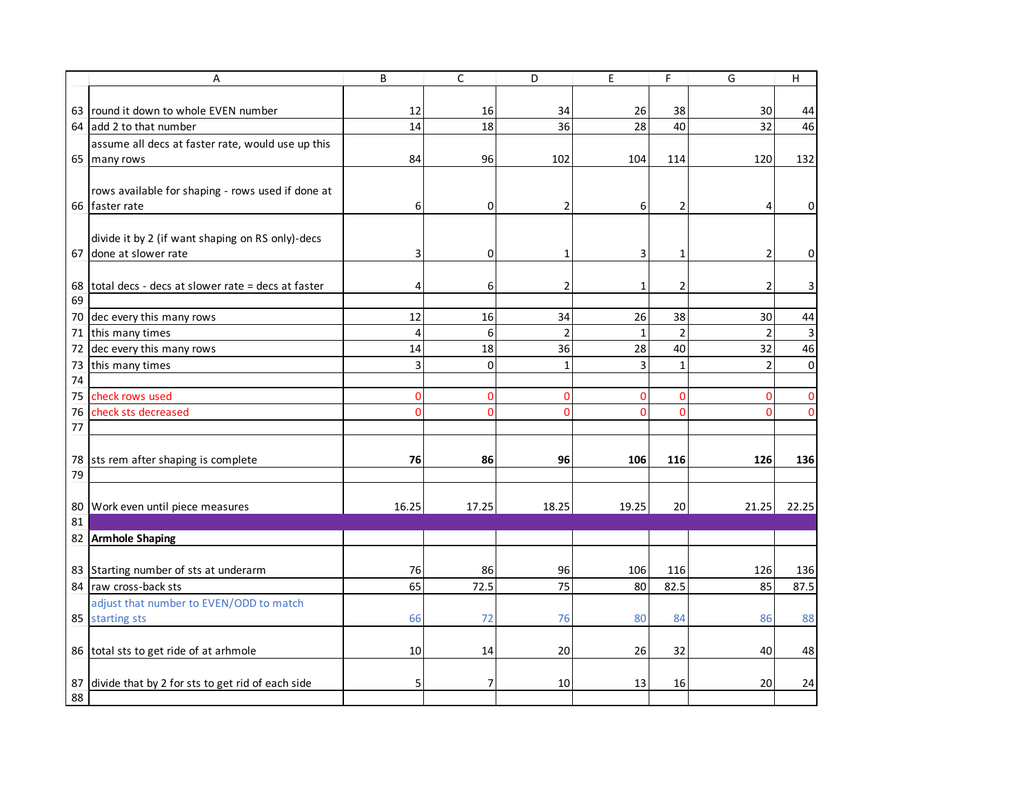| | A | B | C | D | E | F | G | H |
|---|---|---|---|---|---|---|---|---|
| 63 | round it down to whole EVEN number | 12 | 16 | 34 | 26 | 38 | 30 | 44 |
| 64 | add 2 to that number | 14 | 18 | 36 | 28 | 40 | 32 | 46 |
| 65 | assume all decs at faster rate, would use up this many rows | 84 | 96 | 102 | 104 | 114 | 120 | 132 |
| 66 | rows available for shaping - rows used if done at faster rate | 6 | 0 | 2 | 6 | 2 | 4 | 0 |
| 67 | divide it by 2 (if want shaping on RS only)-decs done at slower rate | 3 | 0 | 1 | 3 | 1 | 2 | 0 |
| 68 | total decs - decs at slower rate = decs at faster | 4 | 6 | 2 | 1 | 2 | 2 | 3 |
| 69 | | | | | | | | |
| 70 | dec every this many rows | 12 | 16 | 34 | 26 | 38 | 30 | 44 |
| 71 | this many times | 4 | 6 | 2 | 1 | 2 | 2 | 3 |
| 72 | dec every this many rows | 14 | 18 | 36 | 28 | 40 | 32 | 46 |
| 73 | this many times | 3 | 0 | 1 | 3 | 1 | 2 | 0 |
| 74 | | | | | | | | |
| 75 | check rows used | 0 | 0 | 0 | 0 | 0 | 0 | 0 |
| 76 | check sts decreased | 0 | 0 | 0 | 0 | 0 | 0 | 0 |
| 77 | | | | | | | | |
| 78 | sts rem after shaping is complete | **76** | **86** | **96** | **106** | **116** | **126** | **136** |
| 79 | | | | | | | | |
| 80 | Work even until piece measures | 16.25 | 17.25 | 18.25 | 19.25 | 20 | 21.25 | 22.25 |
| 81 | | | | | | | | |
| 82 | **Armhole Shaping** | | | | | | | |
| 83 | Starting number of sts at underarm | 76 | 86 | 96 | 106 | 116 | 126 | 136 |
| 84 | raw cross-back sts | 65 | 72.5 | 75 | 80 | 82.5 | 85 | 87.5 |
| 85 | adjust that number to EVEN/ODD to match starting sts | 66 | 72 | 76 | 80 | 84 | 86 | 88 |
| 86 | total sts to get ride of at arhmole | 10 | 14 | 20 | 26 | 32 | 40 | 48 |
| 87 | divide that by 2 for sts to get rid of each side | 5 | 7 | 10 | 13 | 16 | 20 | 24 |
| 88 | | | | | | | | |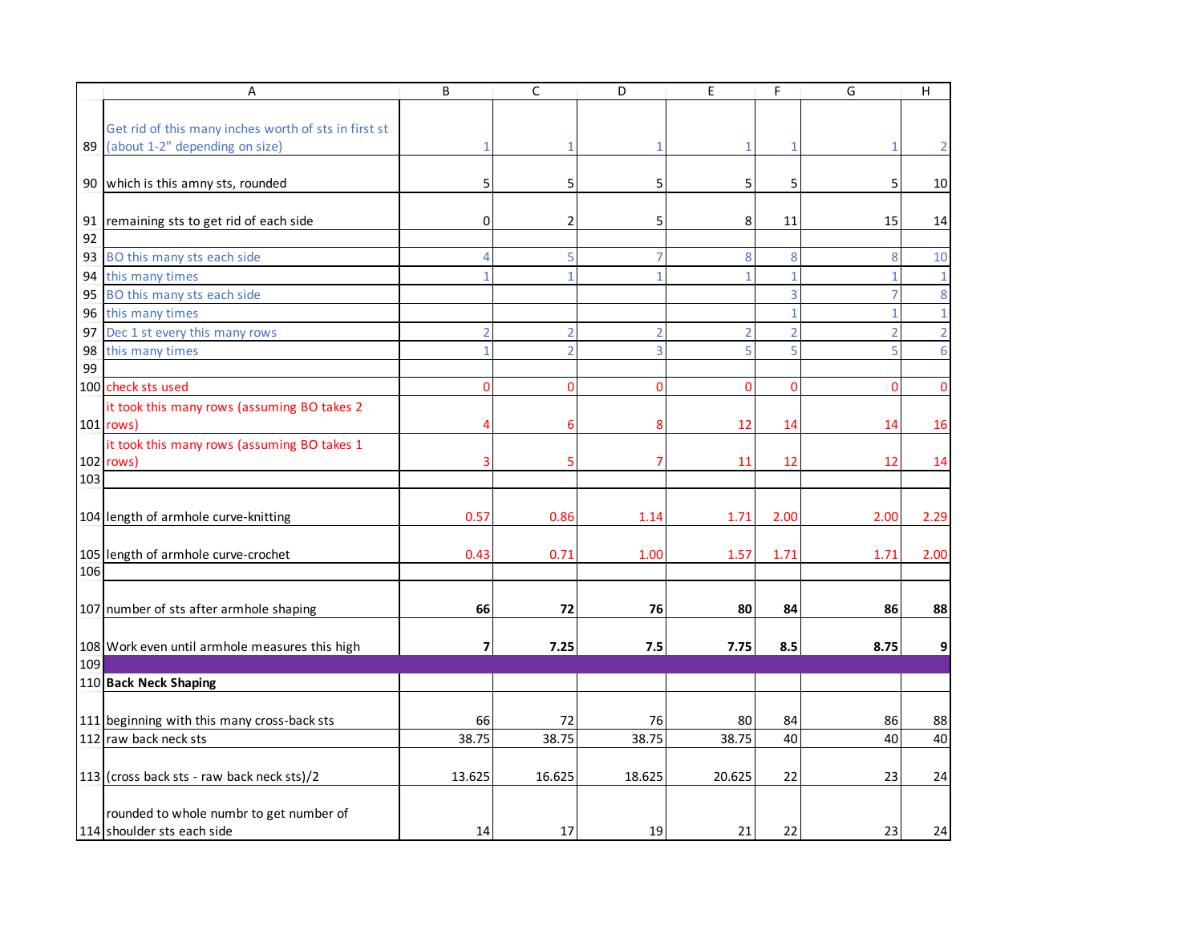| | A | B | C | D | E | F | G | H |
|---|---|---|---|---|---|---|---|---|
| 89 | Get rid of this many inches worth of sts in first st (about 1-2" depending on size) | 1 | 1 | 1 | 1 | 1 | 1 | 2 |
| 90 | which is this amny sts, rounded | 5 | 5 | 5 | 5 | 5 | 5 | 10 |
| 91 | remaining sts to get rid of each side | 0 | 2 | 5 | 8 | 11 | 15 | 14 |
| 92 | | | | | | | | |
| 93 | BO this many sts each side | 4 | 5 | 7 | 8 | 8 | 8 | 10 |
| 94 | this many times | 1 | 1 | 1 | 1 | 1 | 1 | 1 |
| 95 | BO this many sts each side | | | | | 3 | 7 | 8 |
| 96 | this many times | | | | | 1 | 1 | 1 |
| 97 | Dec 1 st every this many rows | 2 | 2 | 2 | 2 | 2 | 2 | 2 |
| 98 | this many times | 1 | 2 | 3 | 5 | 5 | 5 | 6 |
| 99 | | | | | | | | |
| 100 | check sts used | 0 | 0 | 0 | 0 | 0 | 0 | 0 |
| 101 | it took this many rows (assuming BO takes 2 rows) | 4 | 6 | 8 | 12 | 14 | 14 | 16 |
| 102 | it took this many rows (assuming BO takes 1 rows) | 3 | 5 | 7 | 11 | 12 | 12 | 14 |
| 103 | | | | | | | | |
| 104 | length of armhole curve-knitting | 0.57 | 0.86 | 1.14 | 1.71 | 2.00 | 2.00 | 2.29 |
| 105 | length of armhole curve-crochet | 0.43 | 0.71 | 1.00 | 1.57 | 1.71 | 1.71 | 2.00 |
| 106 | | | | | | | | |
| 107 | number of sts after armhole shaping | **66** | **72** | **76** | **80** | **84** | **86** | **88** |
| 108 | Work even until armhole measures this high | **7** | **7.25** | **7.5** | **7.75** | **8.5** | **8.75** | **9** |
| 109 | | | | | | | | |
| 110 | **Back Neck Shaping** | | | | | | | |
| 111 | beginning with this many cross-back sts | 66 | 72 | 76 | 80 | 84 | 86 | 88 |
| 112 | raw back neck sts | 38.75 | 38.75 | 38.75 | 38.75 | 40 | 40 | 40 |
| 113 | (cross back sts - raw back neck sts)/2 | 13.625 | 16.625 | 18.625 | 20.625 | 22 | 23 | 24 |
| 114 | rounded to whole numbr to get number of shoulder sts each side | 14 | 17 | 19 | 21 | 22 | 23 | 24 |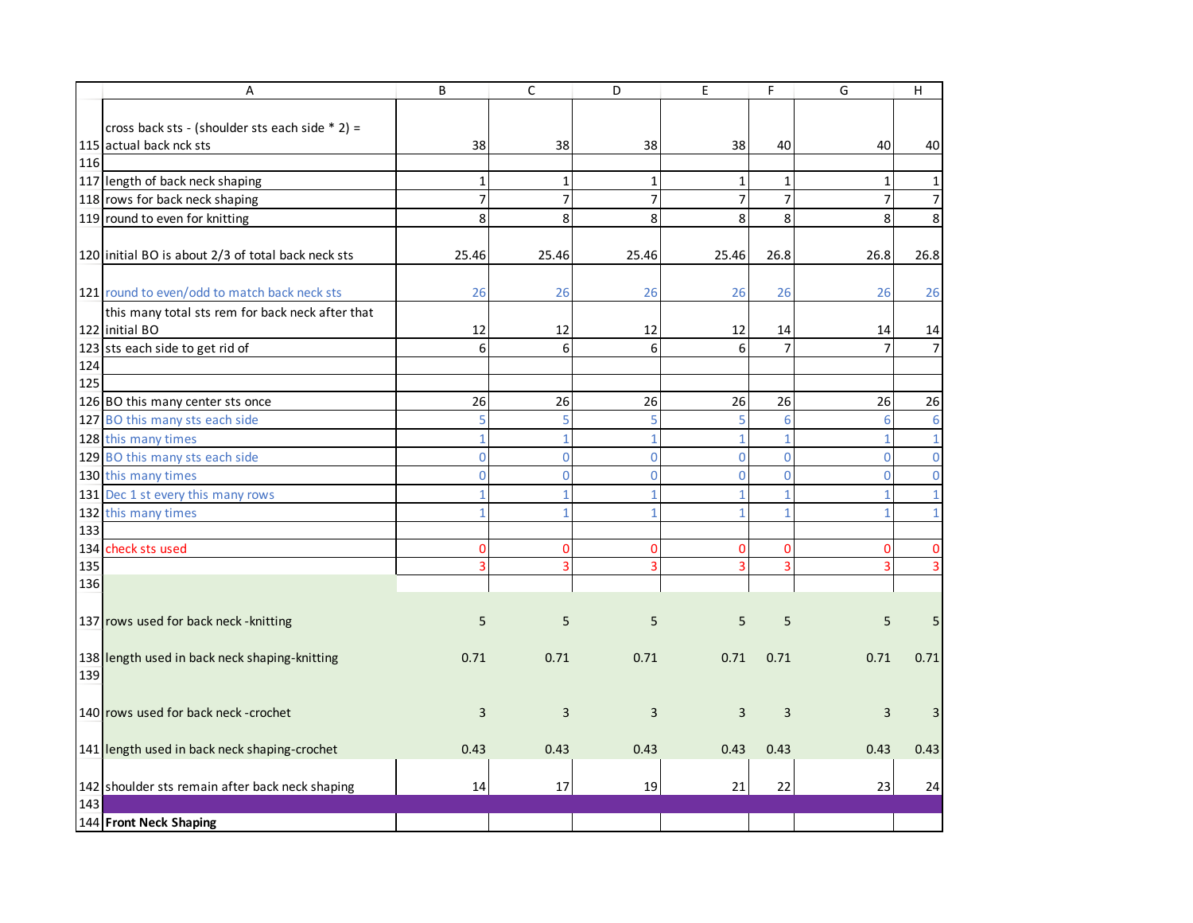| | A | B | C | D | E | F | G | H |
|---|---|---|---|---|---|---|---|---|
| 115 | cross back sts - (shoulder sts each side * 2) = actual back nck sts | 38 | 38 | 38 | 38 | 40 | 40 | 40 |
| 116 | | | | | | | | |
| 117 | length of back neck shaping | 1 | 1 | 1 | 1 | 1 | 1 | 1 |
| 118 | rows for back neck shaping | 7 | 7 | 7 | 7 | 7 | 7 | 7 |
| 119 | round to even for knitting | 8 | 8 | 8 | 8 | 8 | 8 | 8 |
| 120 | initial BO is about 2/3 of total back neck sts | 25.46 | 25.46 | 25.46 | 25.46 | 26.8 | 26.8 | 26.8 |
| 121 | round to even/odd to match back neck sts | 26 | 26 | 26 | 26 | 26 | 26 | 26 |
| 122 | this many total sts rem for back neck after that initial BO | 12 | 12 | 12 | 12 | 14 | 14 | 14 |
| 123 | sts each side to get rid of | 6 | 6 | 6 | 6 | 7 | 7 | 7 |
| 124 | | | | | | | | |
| 125 | | | | | | | | |
| 126 | BO this many center sts once | 26 | 26 | 26 | 26 | 26 | 26 | 26 |
| 127 | BO this many sts each side | 5 | 5 | 5 | 5 | 6 | 6 | 6 |
| 128 | this many times | 1 | 1 | 1 | 1 | 1 | 1 | 1 |
| 129 | BO this many sts each side | 0 | 0 | 0 | 0 | 0 | 0 | 0 |
| 130 | this many times | 0 | 0 | 0 | 0 | 0 | 0 | 0 |
| 131 | Dec 1 st every this many rows | 1 | 1 | 1 | 1 | 1 | 1 | 1 |
| 132 | this many times | 1 | 1 | 1 | 1 | 1 | 1 | 1 |
| 133 | | | | | | | | |
| 134 | check sts used | 0 | 0 | 0 | 0 | 0 | 0 | 0 |
| 135 | | 3 | 3 | 3 | 3 | 3 | 3 | 3 |
| 136 | | | | | | | | |
| 137 | rows used for back neck -knitting | 5 | 5 | 5 | 5 | 5 | 5 | 5 |
| 138 | length used in back neck shaping-knitting | 0.71 | 0.71 | 0.71 | 0.71 | 0.71 | 0.71 | 0.71 |
| 139 | | | | | | | | |
| 140 | rows used for back neck -crochet | 3 | 3 | 3 | 3 | 3 | 3 | 3 |
| 141 | length used in back neck shaping-crochet | 0.43 | 0.43 | 0.43 | 0.43 | 0.43 | 0.43 | 0.43 |
| 142 | shoulder sts remain after back neck shaping | 14 | 17 | 19 | 21 | 22 | 23 | 24 |
| 143 | | | | | | | | |
| 144 | **Front Neck Shaping** | | | | | | | |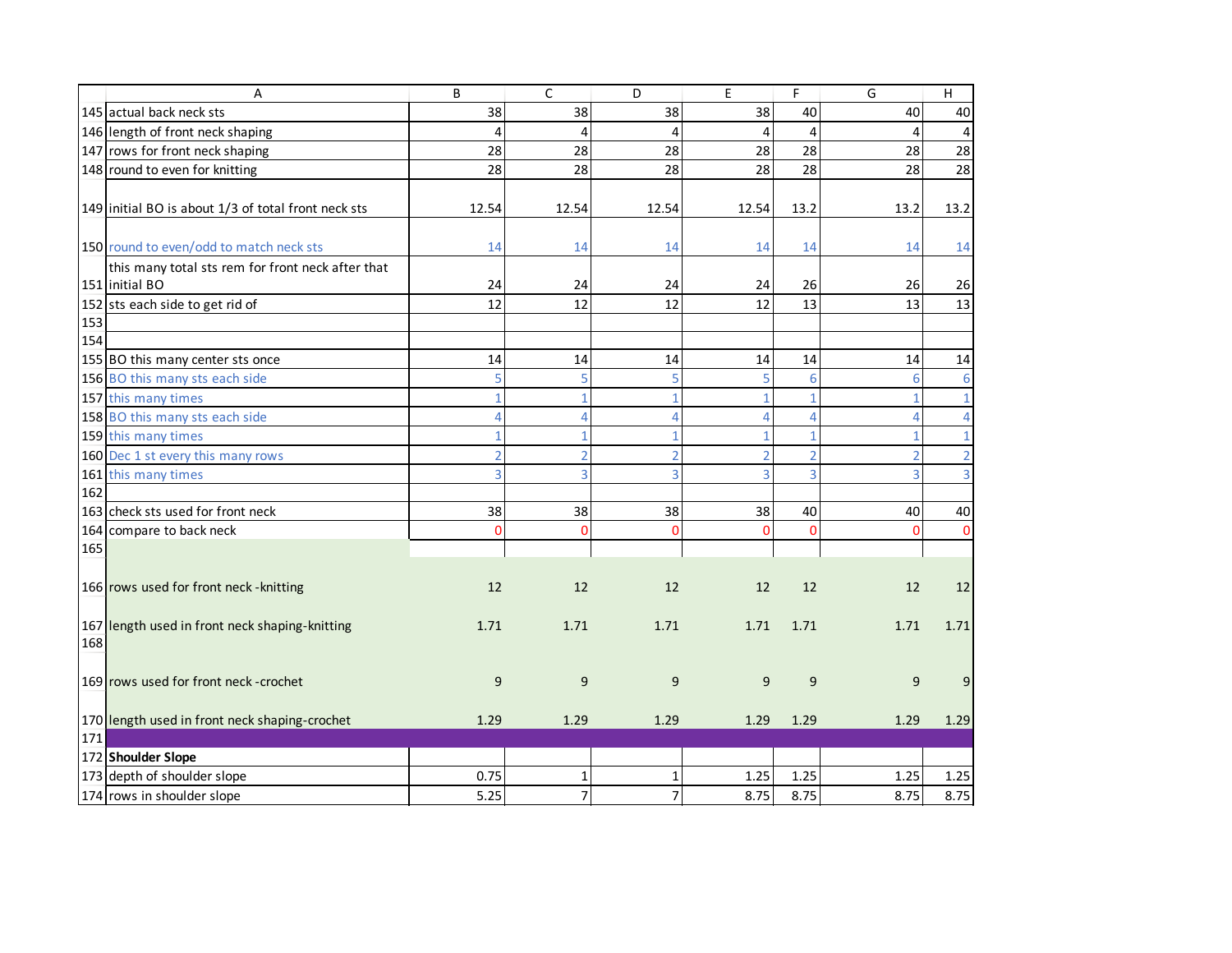| | A | B | C | D | E | F | G | H |
|---|---|---|---|---|---|---|---|---|
| 145 | actual back neck sts | 38 | 38 | 38 | 38 | 40 | 40 | 40 |
| 146 | length of front neck shaping | 4 | 4 | 4 | 4 | 4 | 4 | 4 |
| 147 | rows for front neck shaping | 28 | 28 | 28 | 28 | 28 | 28 | 28 |
| 148 | round to even for knitting | 28 | 28 | 28 | 28 | 28 | 28 | 28 |
| 149 | initial BO is about 1/3 of total front neck sts | 12.54 | 12.54 | 12.54 | 12.54 | 13.2 | 13.2 | 13.2 |
| 150 | round to even/odd to match neck sts | 14 | 14 | 14 | 14 | 14 | 14 | 14 |
| 151 | this many total sts rem for front neck after that initial BO | 24 | 24 | 24 | 24 | 26 | 26 | 26 |
| 152 | sts each side to get rid of | 12 | 12 | 12 | 12 | 13 | 13 | 13 |
| 153 | | | | | | | | |
| 154 | | | | | | | | |
| 155 | BO this many center sts once | 14 | 14 | 14 | 14 | 14 | 14 | 14 |
| 156 | BO this many sts each side | 5 | 5 | 5 | 5 | 6 | 6 | 6 |
| 157 | this many times | 1 | 1 | 1 | 1 | 1 | 1 | 1 |
| 158 | BO this many sts each side | 4 | 4 | 4 | 4 | 4 | 4 | 4 |
| 159 | this many times | 1 | 1 | 1 | 1 | 1 | 1 | 1 |
| 160 | Dec 1 st every this many rows | 2 | 2 | 2 | 2 | 2 | 2 | 2 |
| 161 | this many times | 3 | 3 | 3 | 3 | 3 | 3 | 3 |
| 162 | | | | | | | | |
| 163 | check sts used for front neck | 38 | 38 | 38 | 38 | 40 | 40 | 40 |
| 164 | compare to back neck | 0 | 0 | 0 | 0 | 0 | 0 | 0 |
| 165 | | | | | | | | |
| 166 | rows used for front neck -knitting | 12 | 12 | 12 | 12 | 12 | 12 | 12 |
| 167 | length used in front neck shaping-knitting | 1.71 | 1.71 | 1.71 | 1.71 | 1.71 | 1.71 | 1.71 |
| 168 | | | | | | | | |
| 169 | rows used for front neck -crochet | 9 | 9 | 9 | 9 | 9 | 9 | 9 |
| 170 | length used in front neck shaping-crochet | 1.29 | 1.29 | 1.29 | 1.29 | 1.29 | 1.29 | 1.29 |
| 171 | | | | | | | | |
| 172 | **Shoulder Slope** | | | | | | | |
| 173 | depth of shoulder slope | 0.75 | 1 | 1 | 1.25 | 1.25 | 1.25 | 1.25 |
| 174 | rows in shoulder slope | 5.25 | 7 | 7 | 8.75 | 8.75 | 8.75 | 8.75 |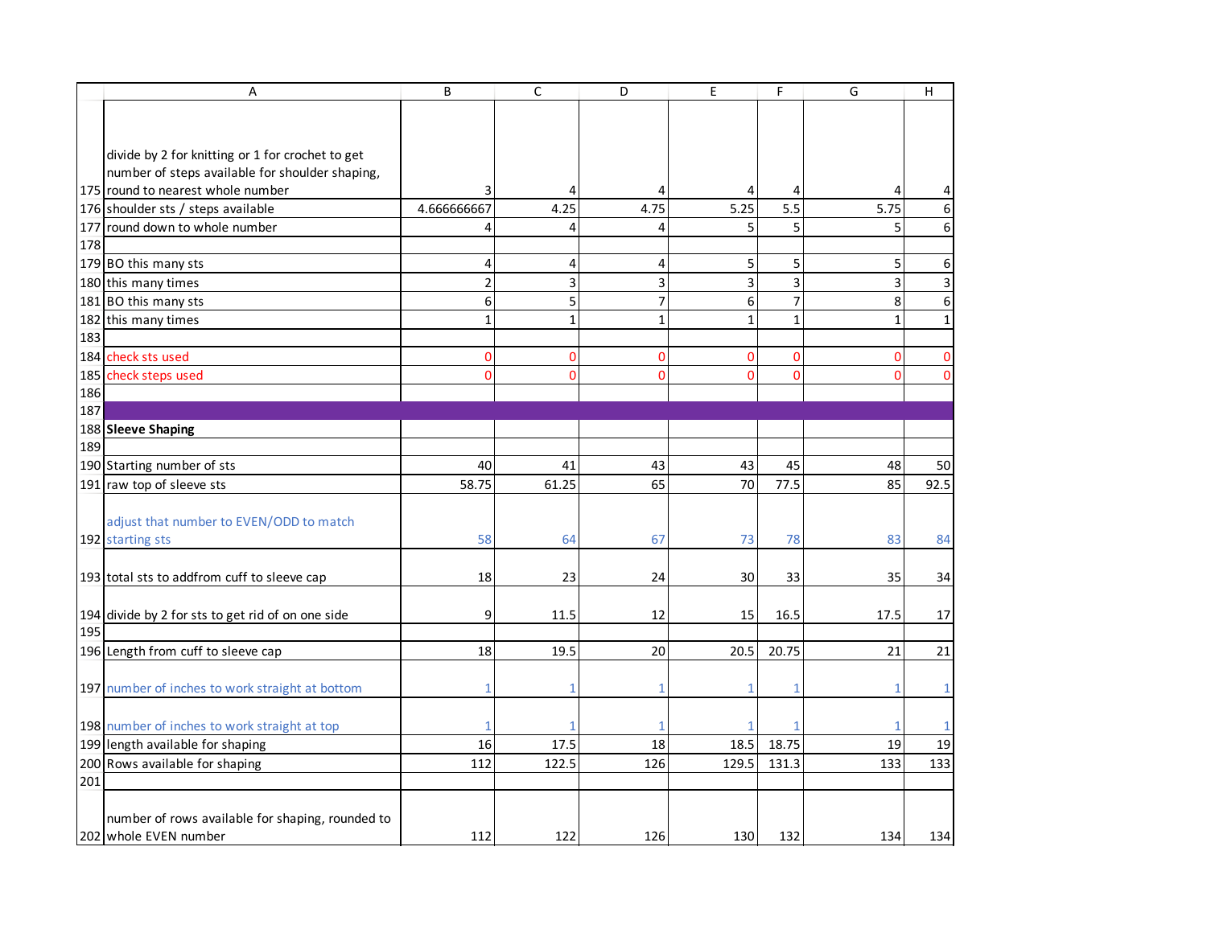| | A | B | C | D | E | F | G | H |
|---|---|---|---|---|---|---|---|---|
| 175 | divide by 2 for knitting or 1 for crochet to get number of steps available for shoulder shaping, round to nearest whole number | 3 | 4 | 4 | 4 | 4 | 4 | 4 |
| 176 | shoulder sts / steps available | 4.666666667 | 4.25 | 4.75 | 5.25 | 5.5 | 5.75 | 6 |
| 177 | round down to whole number | 4 | 4 | 4 | 5 | 5 | 5 | 6 |
| 178 | | | | | | | | |
| 179 | BO this many sts | 4 | 4 | 4 | 5 | 5 | 5 | 6 |
| 180 | this many times | 2 | 3 | 3 | 3 | 3 | 3 | 3 |
| 181 | BO this many sts | 6 | 5 | 7 | 6 | 7 | 8 | 6 |
| 182 | this many times | 1 | 1 | 1 | 1 | 1 | 1 | 1 |
| 183 | | | | | | | | |
| 184 | check sts used | 0 | 0 | 0 | 0 | 0 | 0 | 0 |
| 185 | check steps used | 0 | 0 | 0 | 0 | 0 | 0 | 0 |
| 186 | | | | | | | | |
| 187 | | | | | | | | |
| 188 | **Sleeve Shaping** | | | | | | | |
| 189 | | | | | | | | |
| 190 | Starting number of sts | 40 | 41 | 43 | 43 | 45 | 48 | 50 |
| 191 | raw top of sleeve sts | 58.75 | 61.25 | 65 | 70 | 77.5 | 85 | 92.5 |
| 192 | adjust that number to EVEN/ODD to match starting sts | 58 | 64 | 67 | 73 | 78 | 83 | 84 |
| 193 | total sts to addfrom cuff to sleeve cap | 18 | 23 | 24 | 30 | 33 | 35 | 34 |
| 194 | divide by 2 for sts to get rid of on one side | 9 | 11.5 | 12 | 15 | 16.5 | 17.5 | 17 |
| 195 | | | | | | | | |
| 196 | Length from cuff to sleeve cap | 18 | 19.5 | 20 | 20.5 | 20.75 | 21 | 21 |
| 197 | number of inches to work straight at bottom | 1 | 1 | 1 | 1 | 1 | 1 | 1 |
| 198 | number of inches to work straight at top | 1 | 1 | 1 | 1 | 1 | 1 | 1 |
| 199 | length available for shaping | 16 | 17.5 | 18 | 18.5 | 18.75 | 19 | 19 |
| 200 | Rows available for shaping | 112 | 122.5 | 126 | 129.5 | 131.3 | 133 | 133 |
| 201 | | | | | | | | |
| 202 | number of rows available for shaping, rounded to whole EVEN number | 112 | 122 | 126 | 130 | 132 | 134 | 134 |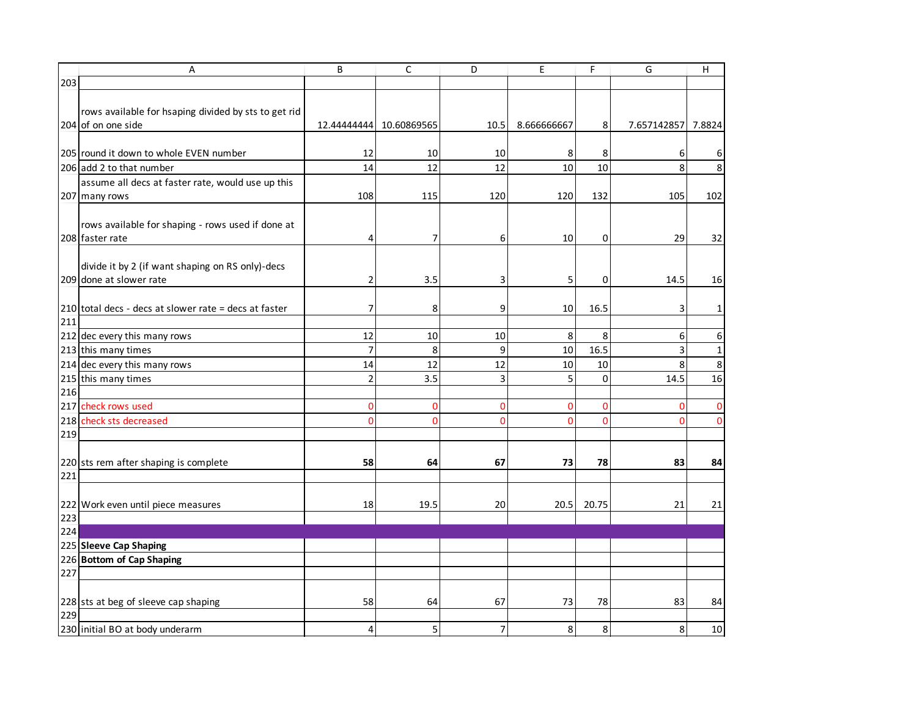| | A | B | C | D | E | F | G | H |
|---|---|---|---|---|---|---|---|---|
| 203 | | | | | | | | |
| 204 | rows available for hsaping divided by sts to get rid of on one side | 12.44444444 | 10.60869565 | 10.5 | 8.666666667 | 8 | 7.657142857 | 7.8824 |
| 205 | round it down to whole EVEN number | 12 | 10 | 10 | 8 | 8 | 6 | 6 |
| 206 | add 2 to that number | 14 | 12 | 12 | 10 | 10 | 8 | 8 |
| 207 | assume all decs at faster rate, would use up this many rows | 108 | 115 | 120 | 120 | 132 | 105 | 102 |
| 208 | rows available for shaping - rows used if done at faster rate | 4 | 7 | 6 | 10 | 0 | 29 | 32 |
| 209 | divide it by 2 (if want shaping on RS only)-decs done at slower rate | 2 | 3.5 | 3 | 5 | 0 | 14.5 | 16 |
| 210 | total decs - decs at slower rate = decs at faster | 7 | 8 | 9 | 10 | 16.5 | 3 | 1 |
| 211 | | | | | | | | |
| 212 | dec every this many rows | 12 | 10 | 10 | 8 | 8 | 6 | 6 |
| 213 | this many times | 7 | 8 | 9 | 10 | 16.5 | 3 | 1 |
| 214 | dec every this many rows | 14 | 12 | 12 | 10 | 10 | 8 | 8 |
| 215 | this many times | 2 | 3.5 | 3 | 5 | 0 | 14.5 | 16 |
| 216 | | | | | | | | |
| 217 | check rows used | 0 | 0 | 0 | 0 | 0 | 0 | 0 |
| 218 | check sts decreased | 0 | 0 | 0 | 0 | 0 | 0 | 0 |
| 219 | | | | | | | | |
| 220 | sts rem after shaping is complete | **58** | **64** | **67** | **73** | **78** | **83** | **84** |
| 221 | | | | | | | | |
| 222 | Work even until piece measures | 18 | 19.5 | 20 | 20.5 | 20.75 | 21 | 21 |
| 223 | | | | | | | | |
| 224 | | | | | | | | |
| 225 | **Sleeve Cap Shaping** | | | | | | | |
| 226 | **Bottom of Cap Shaping** | | | | | | | |
| 227 | | | | | | | | |
| 228 | sts at beg of sleeve cap shaping | 58 | 64 | 67 | 73 | 78 | 83 | 84 |
| 229 | | | | | | | | |
| 230 | initial BO at body underarm | 4 | 5 | 7 | 8 | 8 | 8 | 10 |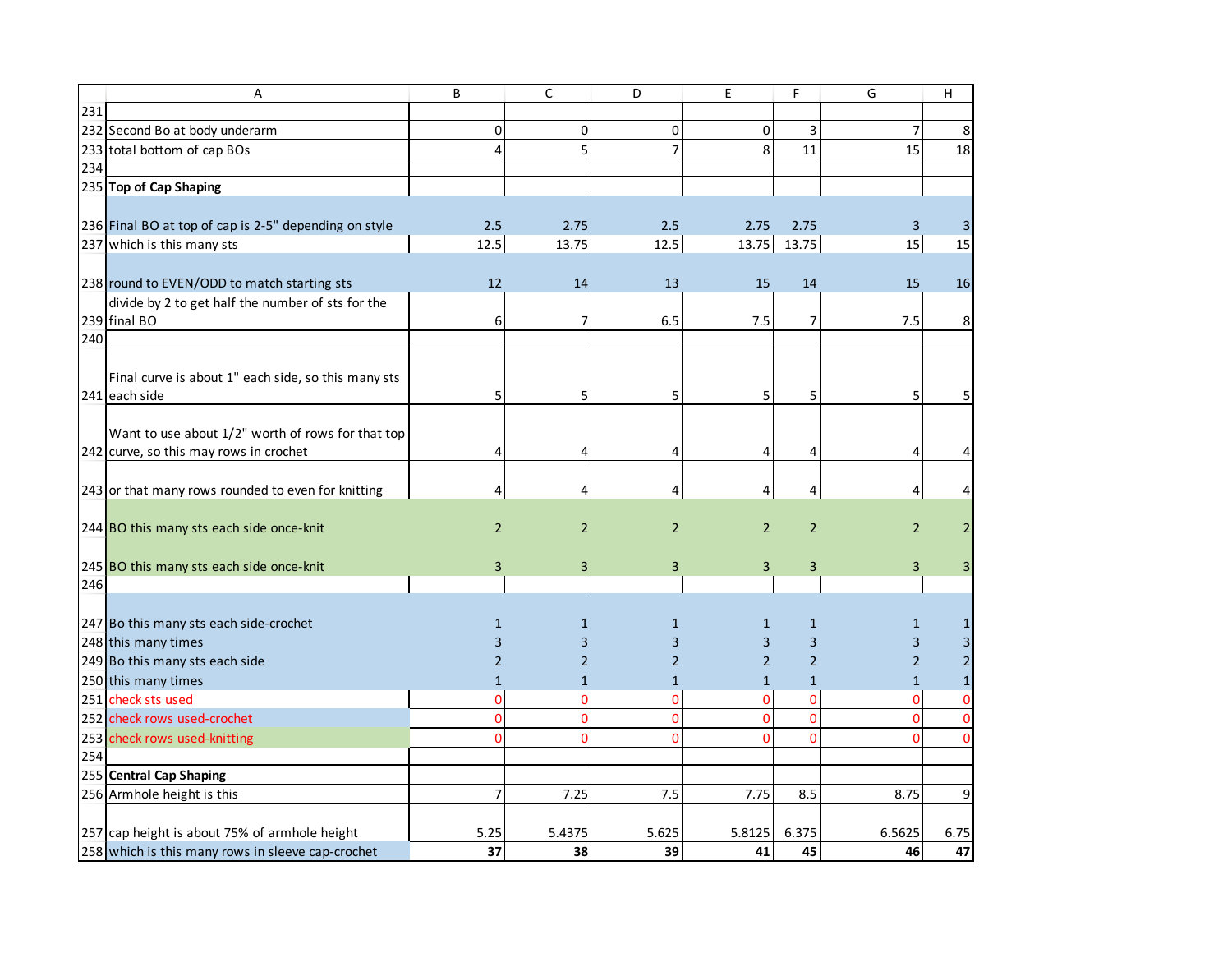| | A | B | C | D | E | F | G | H |
|---|---|---|---|---|---|---|---|---|
| 231 | | | | | | | | |
| 232 | Second Bo at body underarm | 0 | 0 | 0 | 0 | 3 | 7 | 8 |
| 233 | total bottom of cap BOs | 4 | 5 | 7 | 8 | 11 | 15 | 18 |
| 234 | | | | | | | | |
| 235 | **Top of Cap Shaping** | | | | | | | |
| 236 | Final BO at top of cap is 2-5" depending on style | 2.5 | 2.75 | 2.5 | 2.75 | 2.75 | 3 | 3 |
| 237 | which is this many sts | 12.5 | 13.75 | 12.5 | 13.75 | 13.75 | 15 | 15 |
| 238 | round to EVEN/ODD to match starting sts | 12 | 14 | 13 | 15 | 14 | 15 | 16 |
| 239 | divide by 2 to get half the number of sts for the final BO | 6 | 7 | 6.5 | 7.5 | 7 | 7.5 | 8 |
| 240 | | | | | | | | |
| 241 | Final curve is about 1" each side, so this many sts each side | 5 | 5 | 5 | 5 | 5 | 5 | 5 |
| 242 | Want to use about 1/2" worth of rows for that top curve, so this may rows in crochet | 4 | 4 | 4 | 4 | 4 | 4 | 4 |
| 243 | or that many rows rounded to even for knitting | 4 | 4 | 4 | 4 | 4 | 4 | 4 |
| 244 | BO this many sts each side once-knit | 2 | 2 | 2 | 2 | 2 | 2 | 2 |
| 245 | BO this many sts each side once-knit | 3 | 3 | 3 | 3 | 3 | 3 | 3 |
| 246 | | | | | | | | |
| 247 | Bo this many sts each side-crochet | 1 | 1 | 1 | 1 | 1 | 1 | 1 |
| 248 | this many times | 3 | 3 | 3 | 3 | 3 | 3 | 3 |
| 249 | Bo this many sts each side | 2 | 2 | 2 | 2 | 2 | 2 | 2 |
| 250 | this many times | 1 | 1 | 1 | 1 | 1 | 1 | 1 |
| 251 | check sts used | 0 | 0 | 0 | 0 | 0 | 0 | 0 |
| 252 | check rows used-crochet | 0 | 0 | 0 | 0 | 0 | 0 | 0 |
| 253 | check rows used-knitting | 0 | 0 | 0 | 0 | 0 | 0 | 0 |
| 254 | | | | | | | | |
| 255 | **Central Cap Shaping** | | | | | | | |
| 256 | Armhole height is this | 7 | 7.25 | 7.5 | 7.75 | 8.5 | 8.75 | 9 |
| 257 | cap height is about 75% of armhole height | 5.25 | 5.4375 | 5.625 | 5.8125 | 6.375 | 6.5625 | 6.75 |
| 258 | which is this many rows in sleeve cap-crochet | **37** | **38** | **39** | **41** | **45** | **46** | **47** |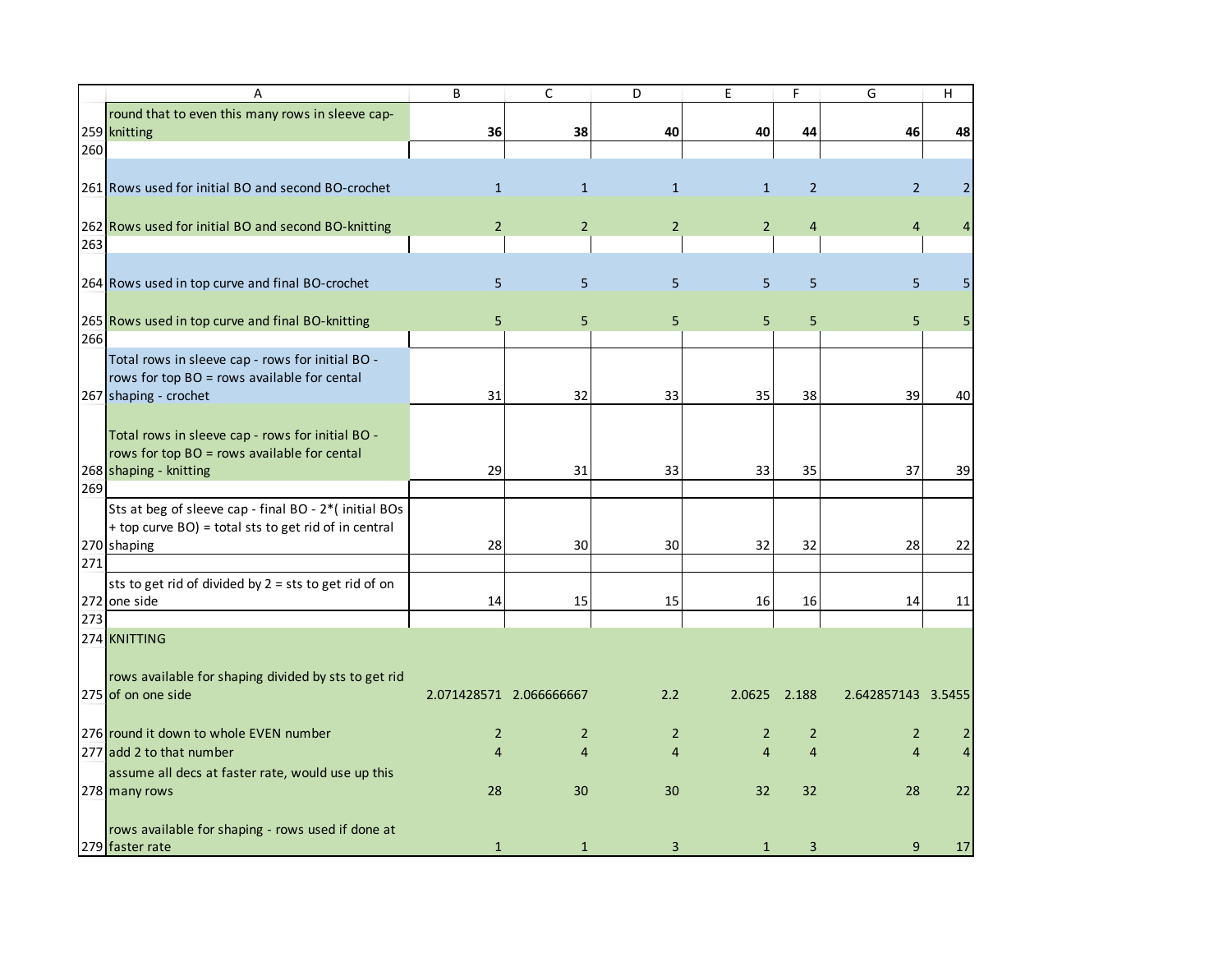| | A | B | C | D | E | F | G | H |
|---|---|---|---|---|---|---|---|---|
| 259 | round that to even this many rows in sleeve cap-knitting | **36** | **38** | **40** | **40** | **44** | **46** | **48** |
| 260 | | | | | | | | |
| 261 | Rows used for initial BO and second BO-crochet | 1 | 1 | 1 | 1 | 2 | 2 | 2 |
| 262 | Rows used for initial BO and second BO-knitting | 2 | 2 | 2 | 2 | 4 | 4 | 4 |
| 263 | | | | | | | | |
| 264 | Rows used in top curve and final BO-crochet | 5 | 5 | 5 | 5 | 5 | 5 | 5 |
| 265 | Rows used in top curve and final BO-knitting | 5 | 5 | 5 | 5 | 5 | 5 | 5 |
| 266 | | | | | | | | |
| 267 | Total rows in sleeve cap - rows for initial BO - rows for top BO = rows available for cental shaping - crochet | 31 | 32 | 33 | 35 | 38 | 39 | 40 |
| 268 | Total rows in sleeve cap - rows for initial BO - rows for top BO = rows available for cental shaping - knitting | 29 | 31 | 33 | 33 | 35 | 37 | 39 |
| 269 | | | | | | | | |
| 270 | Sts at beg of sleeve cap - final BO - 2*( initial BOs + top curve BO) = total sts to get rid of in central shaping | 28 | 30 | 30 | 32 | 32 | 28 | 22 |
| 271 | | | | | | | | |
| 272 | sts to get rid of divided by 2 = sts to get rid of on one side | 14 | 15 | 15 | 16 | 16 | 14 | 11 |
| 273 | | | | | | | | |
| 274 | KNITTING | | | | | | | |
| 275 | rows available for shaping divided by sts to get rid of on one side | 2.071428571 | 2.066666667 | 2.2 | 2.0625 | 2.188 | 2.642857143 | 3.5455 |
| 276 | round it down to whole EVEN number | 2 | 2 | 2 | 2 | 2 | 2 | 2 |
| 277 | add 2 to that number | 4 | 4 | 4 | 4 | 4 | 4 | 4 |
| 278 | assume all decs at faster rate, would use up this many rows | 28 | 30 | 30 | 32 | 32 | 28 | 22 |
| 279 | rows available for shaping - rows used if done at faster rate | 1 | 1 | 3 | 1 | 3 | 9 | 17 |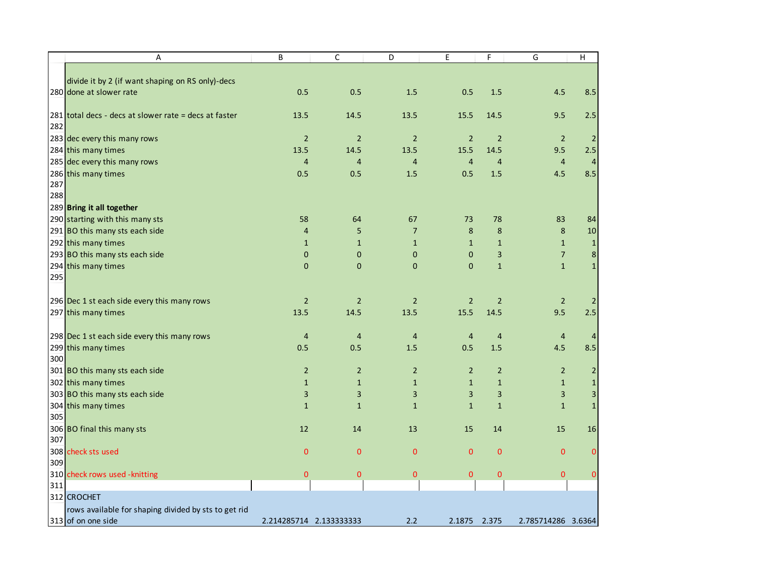| | A | B | C | D | E | F | G | H |
|---|---|---|---|---|---|---|---|---|
| 280 | divide it by 2 (if want shaping on RS only)-decs done at slower rate | 0.5 | 0.5 | 1.5 | 0.5 | 1.5 | 4.5 | 8.5 |
| 281 | total decs - decs at slower rate = decs at faster | 13.5 | 14.5 | 13.5 | 15.5 | 14.5 | 9.5 | 2.5 |
| 282 | | | | | | | | |
| 283 | dec every this many rows | 2 | 2 | 2 | 2 | 2 | 2 | 2 |
| 284 | this many times | 13.5 | 14.5 | 13.5 | 15.5 | 14.5 | 9.5 | 2.5 |
| 285 | dec every this many rows | 4 | 4 | 4 | 4 | 4 | 4 | 4 |
| 286 | this many times | 0.5 | 0.5 | 1.5 | 0.5 | 1.5 | 4.5 | 8.5 |
| 287 | | | | | | | | |
| 288 | | | | | | | | |
| 289 | **Bring it all together** | | | | | | | |
| 290 | starting with this many sts | 58 | 64 | 67 | 73 | 78 | 83 | 84 |
| 291 | BO this many sts each side | 4 | 5 | 7 | 8 | 8 | 8 | 10 |
| 292 | this many times | 1 | 1 | 1 | 1 | 1 | 1 | 1 |
| 293 | BO this many sts each side | 0 | 0 | 0 | 0 | 3 | 7 | 8 |
| 294 | this many times | 0 | 0 | 0 | 0 | 1 | 1 | 1 |
| 295 | | | | | | | | |
| 296 | Dec 1 st each side every this many rows | 2 | 2 | 2 | 2 | 2 | 2 | 2 |
| 297 | this many times | 13.5 | 14.5 | 13.5 | 15.5 | 14.5 | 9.5 | 2.5 |
| 298 | Dec 1 st each side every this many rows | 4 | 4 | 4 | 4 | 4 | 4 | 4 |
| 299 | this many times | 0.5 | 0.5 | 1.5 | 0.5 | 1.5 | 4.5 | 8.5 |
| 300 | | | | | | | | |
| 301 | BO this many sts each side | 2 | 2 | 2 | 2 | 2 | 2 | 2 |
| 302 | this many times | 1 | 1 | 1 | 1 | 1 | 1 | 1 |
| 303 | BO this many sts each side | 3 | 3 | 3 | 3 | 3 | 3 | 3 |
| 304 | this many times | 1 | 1 | 1 | 1 | 1 | 1 | 1 |
| 305 | | | | | | | | |
| 306 | BO final this many sts | 12 | 14 | 13 | 15 | 14 | 15 | 16 |
| 307 | | | | | | | | |
| 308 | check sts used | 0 | 0 | 0 | 0 | 0 | 0 | 0 |
| 309 | | | | | | | | |
| 310 | check rows used -knitting | 0 | 0 | 0 | 0 | 0 | 0 | 0 |
| 311 | | | | | | | | |
| 312 | CROCHET | | | | | | | |
| 313 | rows available for shaping divided by sts to get rid of on one side | 2.214285714 | 2.133333333 | 2.2 | 2.1875 | 2.375 | 2.785714286 | 3.6364 |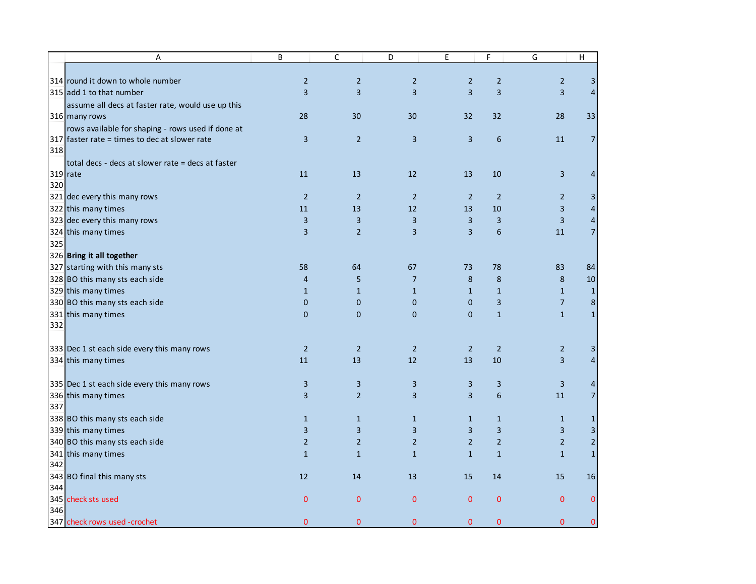| | A | B | C | D | E | F | G | H |
|---|---|---|---|---|---|---|---|---|
| 314 | round it down to whole number | 2 | 2 | 2 | 2 | 2 | 2 | 3 |
| 315 | add 1 to that number | 3 | 3 | 3 | 3 | 3 | 3 | 4 |
| 316 | assume all decs at faster rate, would use up this many rows | 28 | 30 | 30 | 32 | 32 | 28 | 33 |
| 317 | rows available for shaping - rows used if done at faster rate = times to dec at slower rate | 3 | 2 | 3 | 3 | 6 | 11 | 7 |
| 318 | | | | | | | | |
| 319 | total decs - decs at slower rate = decs at faster rate | 11 | 13 | 12 | 13 | 10 | 3 | 4 |
| 320 | | | | | | | | |
| 321 | dec every this many rows | 2 | 2 | 2 | 2 | 2 | 2 | 3 |
| 322 | this many times | 11 | 13 | 12 | 13 | 10 | 3 | 4 |
| 323 | dec every this many rows | 3 | 3 | 3 | 3 | 3 | 3 | 4 |
| 324 | this many times | 3 | 2 | 3 | 3 | 6 | 11 | 7 |
| 325 | | | | | | | | |
| 326 | **Bring it all together** | | | | | | | |
| 327 | starting with this many sts | 58 | 64 | 67 | 73 | 78 | 83 | 84 |
| 328 | BO this many sts each side | 4 | 5 | 7 | 8 | 8 | 8 | 10 |
| 329 | this many times | 1 | 1 | 1 | 1 | 1 | 1 | 1 |
| 330 | BO this many sts each side | 0 | 0 | 0 | 0 | 3 | 7 | 8 |
| 331 | this many times | 0 | 0 | 0 | 0 | 1 | 1 | 1 |
| 332 | | | | | | | | |
| 333 | Dec 1 st each side every this many rows | 2 | 2 | 2 | 2 | 2 | 2 | 3 |
| 334 | this many times | 11 | 13 | 12 | 13 | 10 | 3 | 4 |
| 335 | Dec 1 st each side every this many rows | 3 | 3 | 3 | 3 | 3 | 3 | 4 |
| 336 | this many times | 3 | 2 | 3 | 3 | 6 | 11 | 7 |
| 337 | | | | | | | | |
| 338 | BO this many sts each side | 1 | 1 | 1 | 1 | 1 | 1 | 1 |
| 339 | this many times | 3 | 3 | 3 | 3 | 3 | 3 | 3 |
| 340 | BO this many sts each side | 2 | 2 | 2 | 2 | 2 | 2 | 2 |
| 341 | this many times | 1 | 1 | 1 | 1 | 1 | 1 | 1 |
| 342 | | | | | | | | |
| 343 | BO final this many sts | 12 | 14 | 13 | 15 | 14 | 15 | 16 |
| 344 | | | | | | | | |
| 345 | check sts used | 0 | 0 | 0 | 0 | 0 | 0 | 0 |
| 346 | | | | | | | | |
| 347 | check rows used -crochet | 0 | 0 | 0 | 0 | 0 | 0 | 0 |